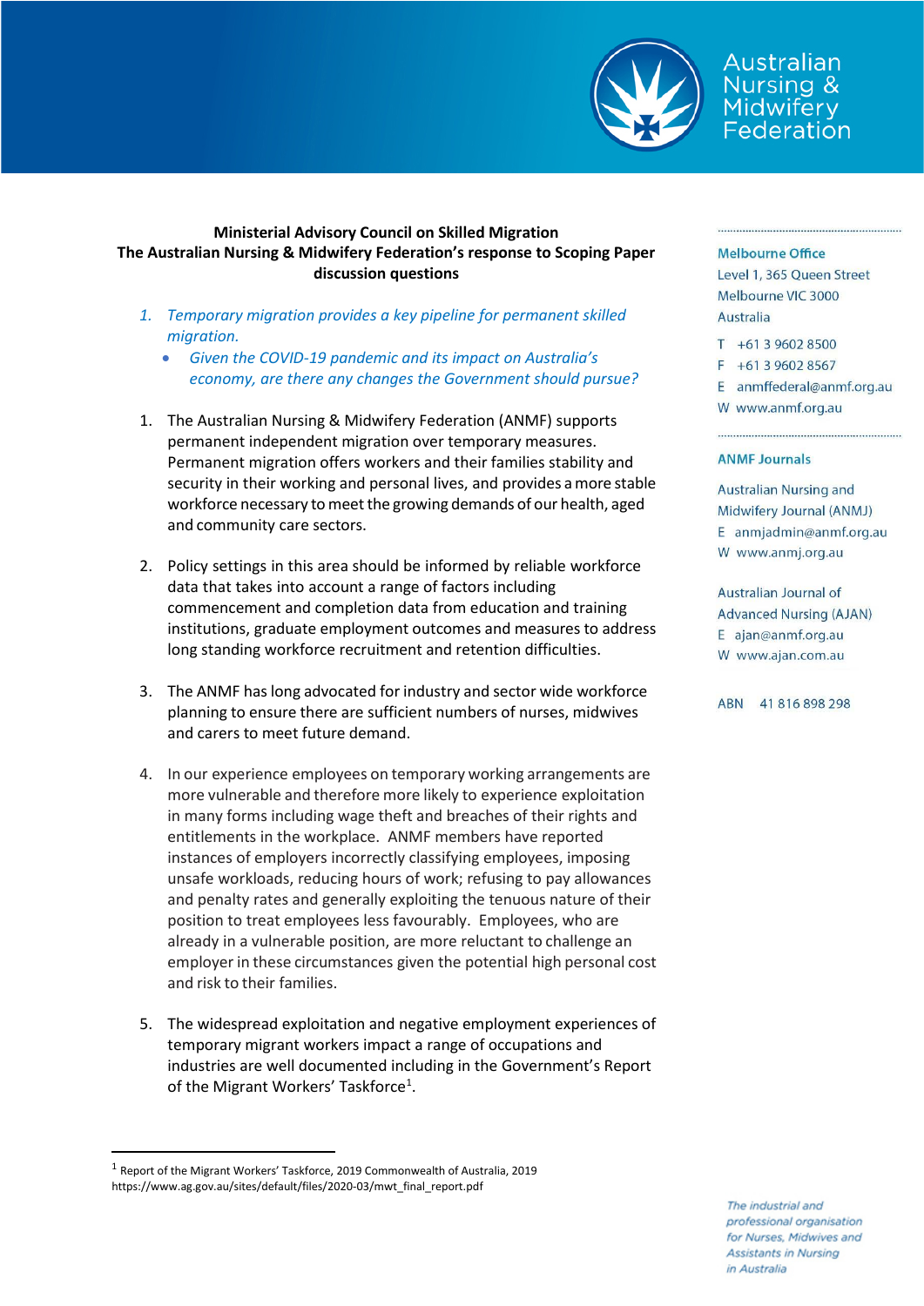Australian Nursing & Midwifery Federation

**Ministerial Advisory Council on Skilled Migration**
**The Australian Nursing & Midwifery Federation's response to Scoping Paper discussion questions**

1. *Temporary migration provides a key pipeline for permanent skilled migration.*
   - *Given the COVID-19 pandemic and its impact on Australia's economy, are there any changes the Government should pursue?*

1. The Australian Nursing & Midwifery Federation (ANMF) supports permanent independent migration over temporary measures. Permanent migration offers workers and their families stability and security in their working and personal lives, and provides a more stable workforce necessary to meet the growing demands of our health, aged and community care sectors.

2. Policy settings in this area should be informed by reliable workforce data that takes into account a range of factors including commencement and completion data from education and training institutions, graduate employment outcomes and measures to address long standing workforce recruitment and retention difficulties.

3. The ANMF has long advocated for industry and sector wide workforce planning to ensure there are sufficient numbers of nurses, midwives and carers to meet future demand.

4. In our experience employees on temporary working arrangements are more vulnerable and therefore more likely to experience exploitation in many forms including wage theft and breaches of their rights and entitlements in the workplace. ANMF members have reported instances of employers incorrectly classifying employees, imposing unsafe workloads, reducing hours of work; refusing to pay allowances and penalty rates and generally exploiting the tenuous nature of their position to treat employees less favourably. Employees, who are already in a vulnerable position, are more reluctant to challenge an employer in these circumstances given the potential high personal cost and risk to their families.

5. The widespread exploitation and negative employment experiences of temporary migrant workers impact a range of occupations and industries are well documented including in the Government's Report of the Migrant Workers' Taskforce[1].

**Melbourne Office**
Level 1, 365 Queen Street
Melbourne VIC 3000
Australia

T +61 3 9602 8500
F +61 3 9602 8567
E anmffederal@anmf.org.au
W www.anmf.org.au

**ANMF Journals**

Australian Nursing and Midwifery Journal (ANMJ)
E anmjadmin@anmf.org.au
W www.anmj.org.au

Australian Journal of Advanced Nursing (AJAN)
E ajan@anmf.org.au
W www.ajan.com.au

ABN 41 816 898 298

*The industrial and professional organisation for Nurses, Midwives and Assistants in Nursing in Australia*

---

[1] Report of the Migrant Workers' Taskforce, 2019 Commonwealth of Australia, 2019 https://www.ag.gov.au/sites/default/files/2020-03/mwt_final_report.pdf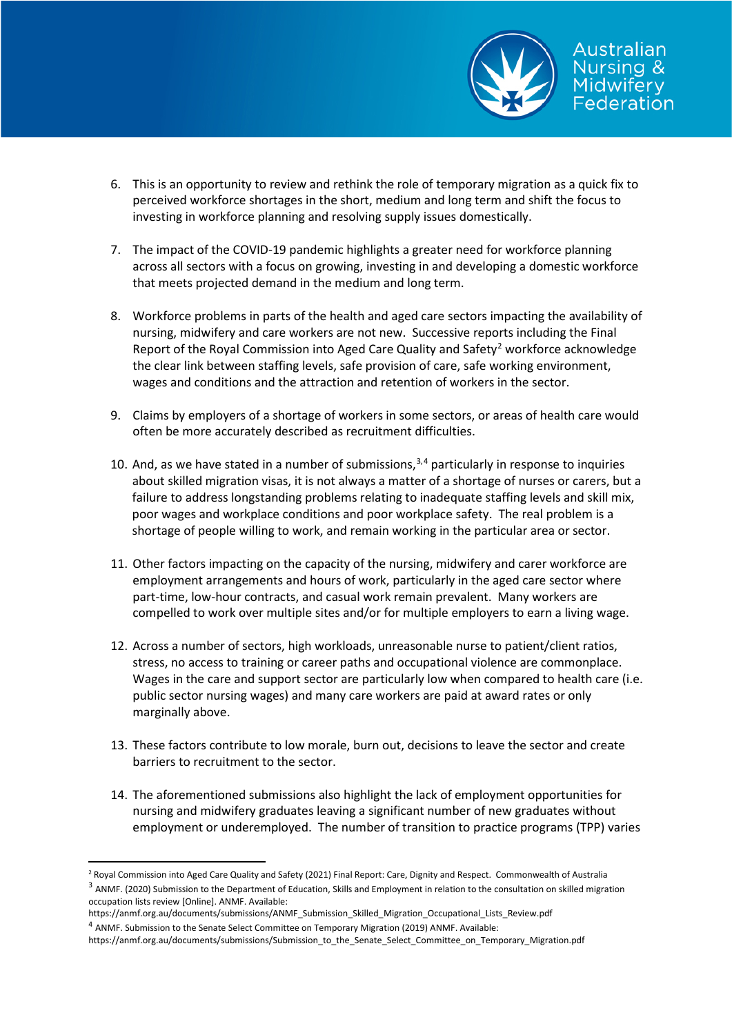6. This is an opportunity to review and rethink the role of temporary migration as a quick fix to perceived workforce shortages in the short, medium and long term and shift the focus to investing in workforce planning and resolving supply issues domestically.

7. The impact of the COVID-19 pandemic highlights a greater need for workforce planning across all sectors with a focus on growing, investing in and developing a domestic workforce that meets projected demand in the medium and long term.

8. Workforce problems in parts of the health and aged care sectors impacting the availability of nursing, midwifery and care workers are not new. Successive reports including the Final Report of the Royal Commission into Aged Care Quality and Safety[2] workforce acknowledge the clear link between staffing levels, safe provision of care, safe working environment, wages and conditions and the attraction and retention of workers in the sector.

9. Claims by employers of a shortage of workers in some sectors, or areas of health care would often be more accurately described as recruitment difficulties.

10. And, as we have stated in a number of submissions,[3,4] particularly in response to inquiries about skilled migration visas, it is not always a matter of a shortage of nurses or carers, but a failure to address longstanding problems relating to inadequate staffing levels and skill mix, poor wages and workplace conditions and poor workplace safety. The real problem is a shortage of people willing to work, and remain working in the particular area or sector.

11. Other factors impacting on the capacity of the nursing, midwifery and carer workforce are employment arrangements and hours of work, particularly in the aged care sector where part-time, low-hour contracts, and casual work remain prevalent. Many workers are compelled to work over multiple sites and/or for multiple employers to earn a living wage.

12. Across a number of sectors, high workloads, unreasonable nurse to patient/client ratios, stress, no access to training or career paths and occupational violence are commonplace. Wages in the care and support sector are particularly low when compared to health care (i.e. public sector nursing wages) and many care workers are paid at award rates or only marginally above.

13. These factors contribute to low morale, burn out, decisions to leave the sector and create barriers to recruitment to the sector.

14. The aforementioned submissions also highlight the lack of employment opportunities for nursing and midwifery graduates leaving a significant number of new graduates without employment or underemployed. The number of transition to practice programs (TPP) varies

---

[2] Royal Commission into Aged Care Quality and Safety (2021) Final Report: Care, Dignity and Respect. Commonwealth of Australia

[3] ANMF. (2020) Submission to the Department of Education, Skills and Employment in relation to the consultation on skilled migration occupation lists review [Online]. ANMF. Available: https://anmf.org.au/documents/submissions/ANMF_Submission_Skilled_Migration_Occupational_Lists_Review.pdf

[4] ANMF. Submission to the Senate Select Committee on Temporary Migration (2019) ANMF. Available: https://anmf.org.au/documents/submissions/Submission_to_the_Senate_Select_Committee_on_Temporary_Migration.pdf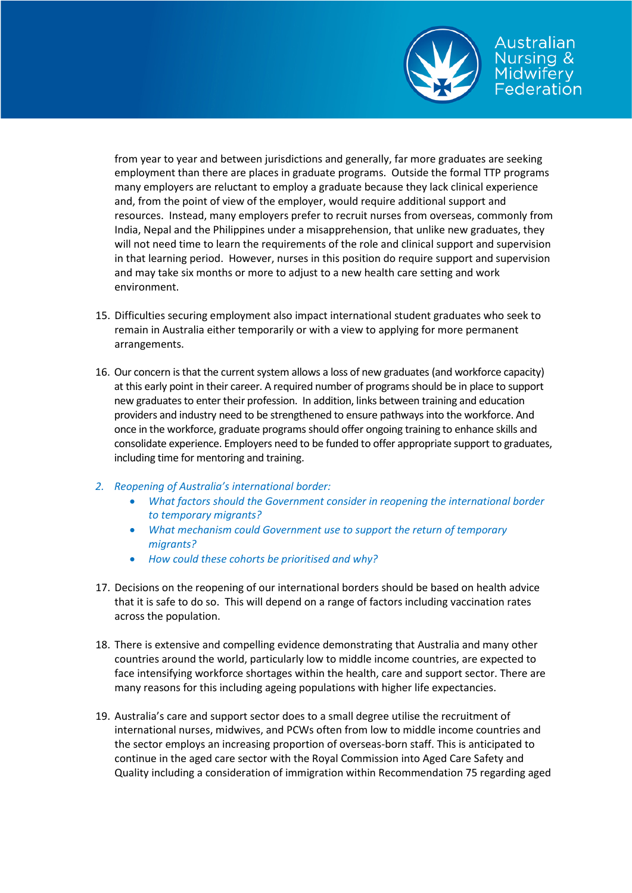from year to year and between jurisdictions and generally, far more graduates are seeking employment than there are places in graduate programs. Outside the formal TTP programs many employers are reluctant to employ a graduate because they lack clinical experience and, from the point of view of the employer, would require additional support and resources. Instead, many employers prefer to recruit nurses from overseas, commonly from India, Nepal and the Philippines under a misapprehension, that unlike new graduates, they will not need time to learn the requirements of the role and clinical support and supervision in that learning period. However, nurses in this position do require support and supervision and may take six months or more to adjust to a new health care setting and work environment.

15. Difficulties securing employment also impact international student graduates who seek to remain in Australia either temporarily or with a view to applying for more permanent arrangements.

16. Our concern is that the current system allows a loss of new graduates (and workforce capacity) at this early point in their career. A required number of programs should be in place to support new graduates to enter their profession. In addition, links between training and education providers and industry need to be strengthened to ensure pathways into the workforce. And once in the workforce, graduate programs should offer ongoing training to enhance skills and consolidate experience. Employers need to be funded to offer appropriate support to graduates, including time for mentoring and training.

*2. Reopening of Australia's international border:*

- *What factors should the Government consider in reopening the international border to temporary migrants?*
- *What mechanism could Government use to support the return of temporary migrants?*
- *How could these cohorts be prioritised and why?*

17. Decisions on the reopening of our international borders should be based on health advice that it is safe to do so. This will depend on a range of factors including vaccination rates across the population.

18. There is extensive and compelling evidence demonstrating that Australia and many other countries around the world, particularly low to middle income countries, are expected to face intensifying workforce shortages within the health, care and support sector. There are many reasons for this including ageing populations with higher life expectancies.

19. Australia's care and support sector does to a small degree utilise the recruitment of international nurses, midwives, and PCWs often from low to middle income countries and the sector employs an increasing proportion of overseas-born staff. This is anticipated to continue in the aged care sector with the Royal Commission into Aged Care Safety and Quality including a consideration of immigration within Recommendation 75 regarding aged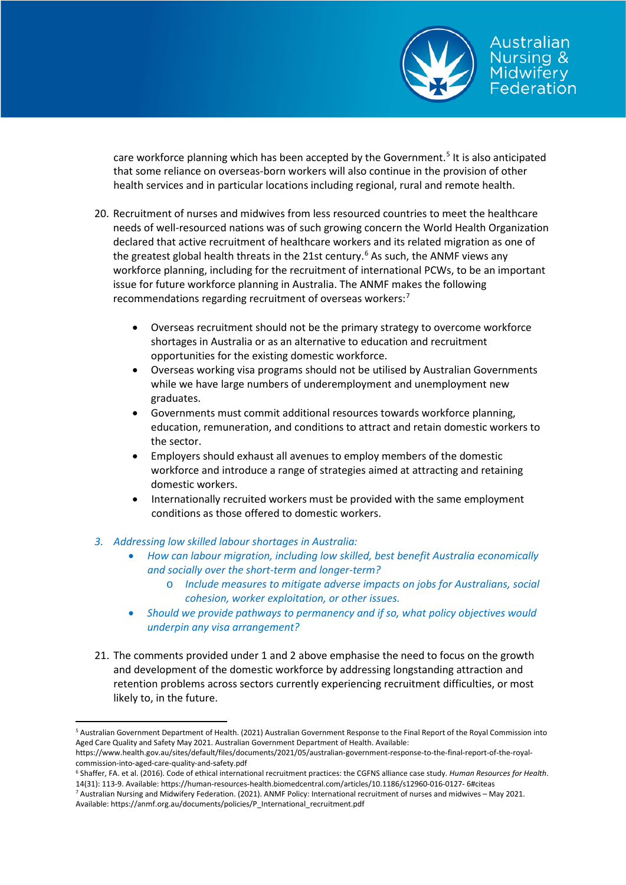care workforce planning which has been accepted by the Government.[5] It is also anticipated that some reliance on overseas-born workers will also continue in the provision of other health services and in particular locations including regional, rural and remote health.

20. Recruitment of nurses and midwives from less resourced countries to meet the healthcare needs of well-resourced nations was of such growing concern the World Health Organization declared that active recruitment of healthcare workers and its related migration as one of the greatest global health threats in the 21st century.[6] As such, the ANMF views any workforce planning, including for the recruitment of international PCWs, to be an important issue for future workforce planning in Australia. The ANMF makes the following recommendations regarding recruitment of overseas workers:[7]

    - Overseas recruitment should not be the primary strategy to overcome workforce shortages in Australia or as an alternative to education and recruitment opportunities for the existing domestic workforce.
    - Overseas working visa programs should not be utilised by Australian Governments while we have large numbers of underemployment and unemployment new graduates.
    - Governments must commit additional resources towards workforce planning, education, remuneration, and conditions to attract and retain domestic workers to the sector.
    - Employers should exhaust all avenues to employ members of the domestic workforce and introduce a range of strategies aimed at attracting and retaining domestic workers.
    - Internationally recruited workers must be provided with the same employment conditions as those offered to domestic workers.

3. *Addressing low skilled labour shortages in Australia:*
    - *How can labour migration, including low skilled, best benefit Australia economically and socially over the short-term and longer-term?*
        - *Include measures to mitigate adverse impacts on jobs for Australians, social cohesion, worker exploitation, or other issues.*
    - *Should we provide pathways to permanency and if so, what policy objectives would underpin any visa arrangement?*

21. The comments provided under 1 and 2 above emphasise the need to focus on the growth and development of the domestic workforce by addressing longstanding attraction and retention problems across sectors currently experiencing recruitment difficulties, or most likely to, in the future.

---

[5] Australian Government Department of Health. (2021) Australian Government Response to the Final Report of the Royal Commission into Aged Care Quality and Safety May 2021. Australian Government Department of Health. Available: https://www.health.gov.au/sites/default/files/documents/2021/05/australian-government-response-to-the-final-report-of-the-royal-commission-into-aged-care-quality-and-safety.pdf

[6] Shaffer, FA. et al. (2016). Code of ethical international recruitment practices: the CGFNS alliance case study. *Human Resources for Health*. 14(31): 113-9. Available: https://human-resources-health.biomedcentral.com/articles/10.1186/s12960-016-0127- 6#citeas

[7] Australian Nursing and Midwifery Federation. (2021). ANMF Policy: International recruitment of nurses and midwives – May 2021. Available: https://anmf.org.au/documents/policies/P_International_recruitment.pdf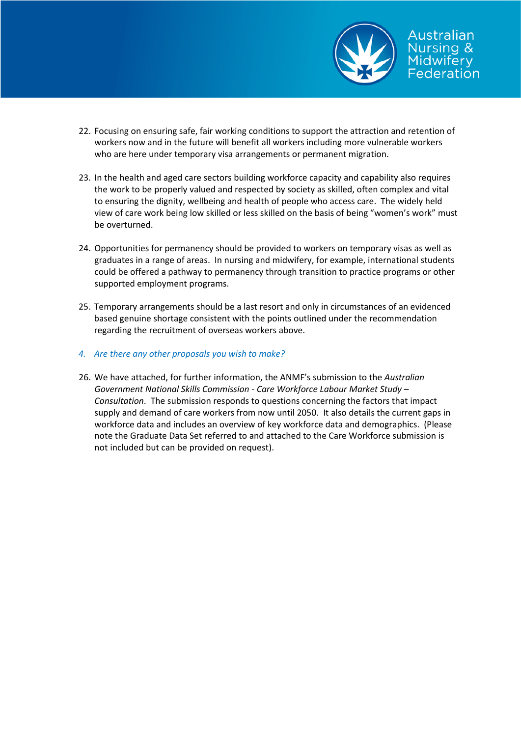22. Focusing on ensuring safe, fair working conditions to support the attraction and retention of workers now and in the future will benefit all workers including more vulnerable workers who are here under temporary visa arrangements or permanent migration.

23. In the health and aged care sectors building workforce capacity and capability also requires the work to be properly valued and respected by society as skilled, often complex and vital to ensuring the dignity, wellbeing and health of people who access care. The widely held view of care work being low skilled or less skilled on the basis of being "women's work" must be overturned.

24. Opportunities for permanency should be provided to workers on temporary visas as well as graduates in a range of areas. In nursing and midwifery, for example, international students could be offered a pathway to permanency through transition to practice programs or other supported employment programs.

25. Temporary arrangements should be a last resort and only in circumstances of an evidenced based genuine shortage consistent with the points outlined under the recommendation regarding the recruitment of overseas workers above.

### *4. Are there any other proposals you wish to make?*

26. We have attached, for further information, the ANMF's submission to the *Australian Government National Skills Commission - Care Workforce Labour Market Study – Consultation*. The submission responds to questions concerning the factors that impact supply and demand of care workers from now until 2050. It also details the current gaps in workforce data and includes an overview of key workforce data and demographics. (Please note the Graduate Data Set referred to and attached to the Care Workforce submission is not included but can be provided on request).